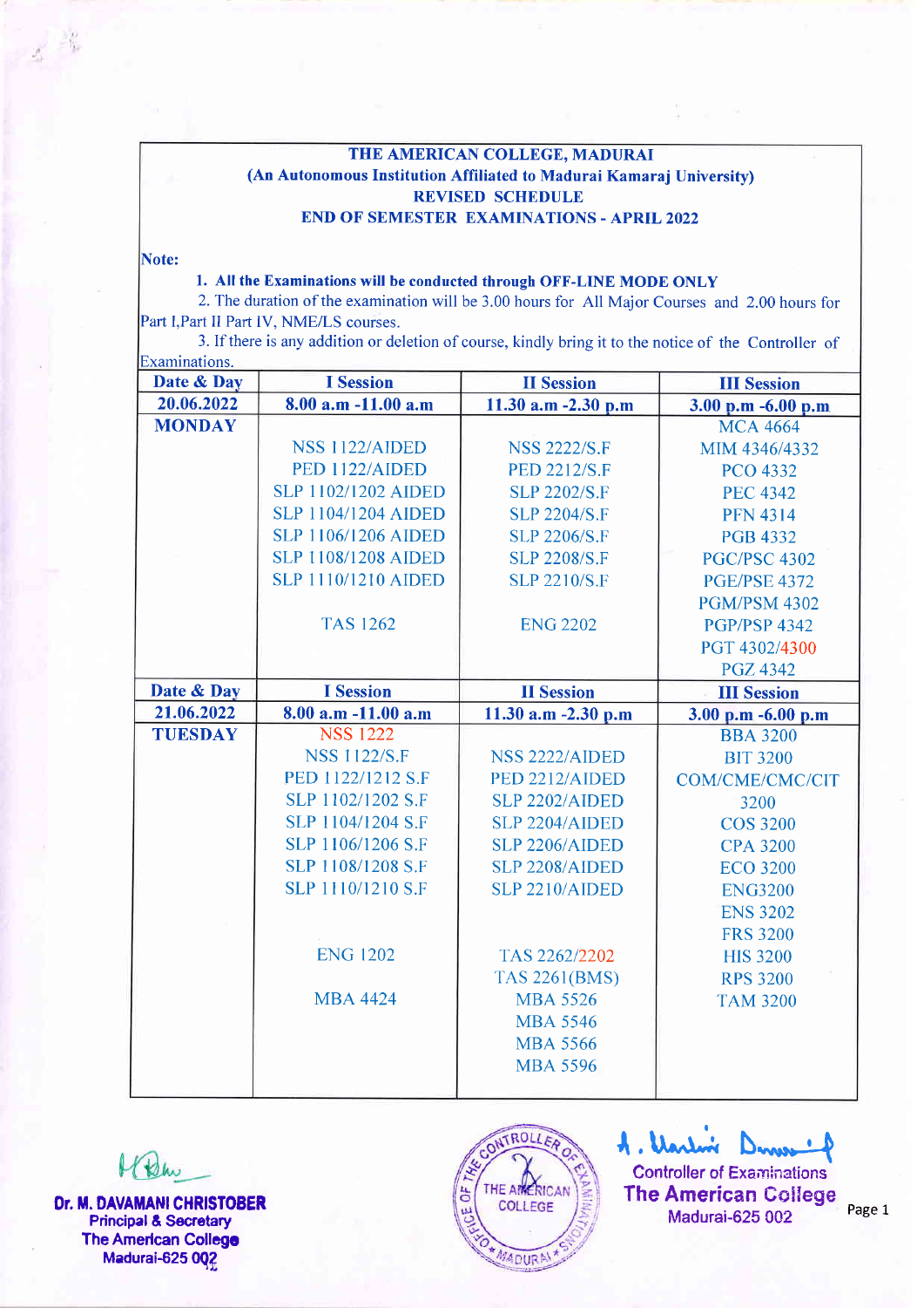**THE AMERICAN COLLEGE, MADURAI**
**(An Autonomous Institution Affiliated to Madurai Kamaraj University)**
**REVISED SCHEDULE**
**END OF SEMESTER EXAMINATIONS - APRIL 2022**

**Note:**

1. **All the Examinations will be conducted through OFF-LINE MODE ONLY**
2. The duration of the examination will be 3.00 hours for All Major Courses and 2.00 hours for Part I,Part II Part IV, NME/LS courses.
3. If there is any addition or deletion of course, kindly bring it to the notice of the Controller of Examinations.

| Date & Day | I Session | II Session | III Session |
|---|---|---|---|
| **20.06.2022** | **8.00 a.m -11.00 a.m** | **11.30 a.m -2.30 p.m** | **3.00 p.m -6.00 p.m** |
| **MONDAY** | NSS 1122/AIDED<br>PED 1122/AIDED<br>SLP 1102/1202 AIDED<br>SLP 1104/1204 AIDED<br>SLP 1106/1206 AIDED<br>SLP 1108/1208 AIDED<br>SLP 1110/1210 AIDED<br><br>TAS 1262 | NSS 2222/S.F<br>PED 2212/S.F<br>SLP 2202/S.F<br>SLP 2204/S.F<br>SLP 2206/S.F<br>SLP 2208/S.F<br>SLP 2210/S.F<br><br>ENG 2202 | MCA 4664<br>MIM 4346/4332<br>PCO 4332<br>PEC 4342<br>PFN 4314<br>PGB 4332<br>PGC/PSC 4302<br>PGE/PSE 4372<br>PGM/PSM 4302<br>PGP/PSP 4342<br>PGT 4302/4300<br>PGZ 4342 |
| **Date & Day** | **I Session** | **II Session** | **III Session** |
| **21.06.2022** | **8.00 a.m -11.00 a.m** | **11.30 a.m -2.30 p.m** | **3.00 p.m -6.00 p.m** |
| **TUESDAY** | NSS 1222<br>NSS 1122/S.F<br>PED 1122/1212 S.F<br>SLP 1102/1202 S.F<br>SLP 1104/1204 S.F<br>SLP 1106/1206 S.F<br>SLP 1108/1208 S.F<br>SLP 1110/1210 S.F<br><br>ENG 1202<br><br>MBA 4424 | NSS 2222/AIDED<br>PED 2212/AIDED<br>SLP 2202/AIDED<br>SLP 2204/AIDED<br>SLP 2206/AIDED<br>SLP 2208/AIDED<br>SLP 2210/AIDED<br><br>TAS 2262/2202<br>TAS 2261(BMS)<br>MBA 5526<br>MBA 5546<br>MBA 5566<br>MBA 5596 | BBA 3200<br>BIT 3200<br>COM/CME/CMC/CIT 3200<br>COS 3200<br>CPA 3200<br>ECO 3200<br>ENG3200<br>ENS 3202<br>FRS 3200<br>HIS 3200<br>RPS 3200<br>TAM 3200 |

**Dr. M. DAVAMANI CHRISTOBER**
Principal & Secretary
The American College
Madurai-625 002

Controller of Examinations
The American College
Madurai-625 002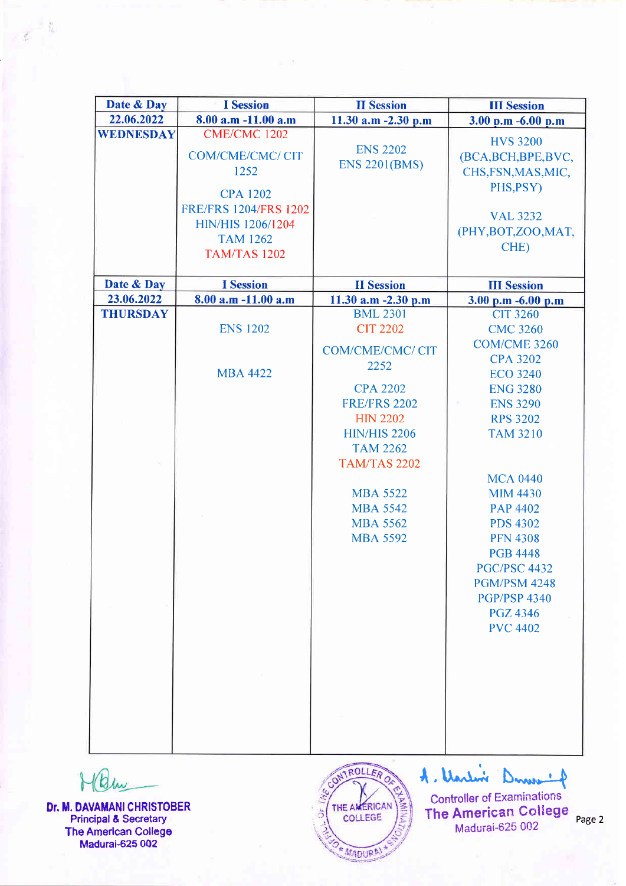| Date & Day | I Session | II Session | III Session |
|---|---|---|---|
| 22.06.2022 | 8.00 a.m -11.00 a.m | 11.30 a.m -2.30 p.m | 3.00 p.m -6.00 p.m |
| WEDNESDAY | CME/CMC 1202<br>COM/CME/CMC/ CIT 1252<br>CPA 1202<br>FRE/FRS 1204/FRS 1202<br>HIN/HIS 1206/1204<br>TAM 1262<br>TAM/TAS 1202 | ENS 2202<br>ENS 2201(BMS) | HVS 3200 (BCA,BCH,BPE,BVC, CHS,FSN,MAS,MIC, PHS,PSY)<br>VAL 3232 (PHY,BOT,ZOO,MAT, CHE) |

| Date & Day | I Session | II Session | III Session |
|---|---|---|---|
| 23.06.2022 | 8.00 a.m -11.00 a.m | 11.30 a.m -2.30 p.m | 3.00 p.m -6.00 p.m |
| THURSDAY | ENS 1202<br>MBA 4422 | BML 2301<br>CIT 2202<br>COM/CME/CMC/ CIT 2252<br>CPA 2202<br>FRE/FRS 2202<br>HIN 2202<br>HIN/HIS 2206<br>TAM 2262<br>TAM/TAS 2202<br>MBA 5522<br>MBA 5542<br>MBA 5562<br>MBA 5592 | CIT 3260<br>CMC 3260<br>COM/CME 3260<br>CPA 3202<br>ECO 3240<br>ENG 3280<br>ENS 3290<br>RPS 3202<br>TAM 3210<br>MCA 0440<br>MIM 4430<br>PAP 4402<br>PDS 4302<br>PFN 4308<br>PGB 4448<br>PGC/PSC 4432<br>PGM/PSM 4248<br>PGP/PSP 4340<br>PGZ 4346<br>PVC 4402 |

**Dr. M. DAVAMANI CHRISTOBER**
Principal & Secretary
The American College
Madurai-625 002

Controller of Examinations
The American College
Madurai-625 002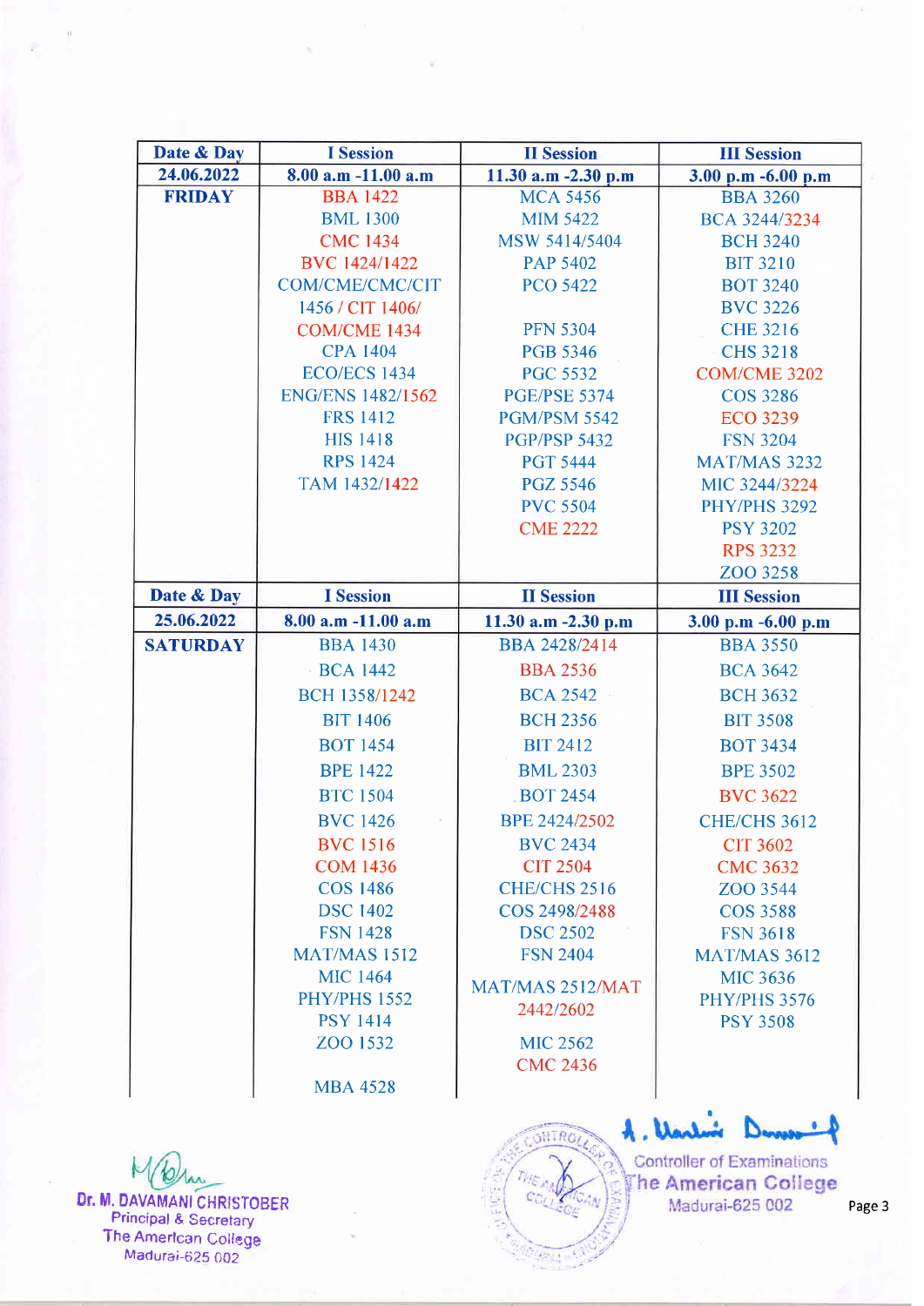| Date & Day | I Session | II Session | III Session |
|---|---|---|---|
| 24.06.2022 | 8.00 a.m -11.00 a.m | 11.30 a.m -2.30 p.m | 3.00 p.m -6.00 p.m |
| FRIDAY | BBA 1422 | MCA 5456 | BBA 3260 |
| | BML 1300 | MIM 5422 | BCA 3244/3234 |
| | CMC 1434 | MSW 5414/5404 | BCH 3240 |
| | BVC 1424/1422 | PAP 5402 | BIT 3210 |
| | COM/CME/CMC/CIT 1456 / CIT 1406/ | PCO 5422 | BOT 3240 |
| | | | BVC 3226 |
| | COM/CME 1434 | PFN 5304 | CHE 3216 |
| | CPA 1404 | PGB 5346 | CHS 3218 |
| | ECO/ECS 1434 | PGC 5532 | COM/CME 3202 |
| | ENG/ENS 1482/1562 | PGE/PSE 5374 | COS 3286 |
| | FRS 1412 | PGM/PSM 5542 | ECO 3239 |
| | HIS 1418 | PGP/PSP 5432 | FSN 3204 |
| | RPS 1424 | PGT 5444 | MAT/MAS 3232 |
| | TAM 1432/1422 | PGZ 5546 | MIC 3244/3224 |
| | | PVC 5504 | PHY/PHS 3292 |
| | | CME 2222 | PSY 3202 |
| | | | RPS 3232 |
| | | | ZOO 3258 |
| **Date & Day** | **I Session** | **II Session** | **III Session** |
| 25.06.2022 | 8.00 a.m -11.00 a.m | 11.30 a.m -2.30 p.m | 3.00 p.m -6.00 p.m |
| SATURDAY | BBA 1430 | BBA 2428/2414 | BBA 3550 |
| | BCA 1442 | BBA 2536 | BCA 3642 |
| | BCH 1358/1242 | BCA 2542 | BCH 3632 |
| | BIT 1406 | BCH 2356 | BIT 3508 |
| | BOT 1454 | BIT 2412 | BOT 3434 |
| | BPE 1422 | BML 2303 | BPE 3502 |
| | BTC 1504 | BOT 2454 | BVC 3622 |
| | BVC 1426 | BPE 2424/2502 | CHE/CHS 3612 |
| | BVC 1516 | BVC 2434 | CIT 3602 |
| | COM 1436 | CIT 2504 | CMC 3632 |
| | COS 1486 | CHE/CHS 2516 | ZOO 3544 |
| | DSC 1402 | COS 2498/2488 | COS 3588 |
| | FSN 1428 | DSC 2502 | FSN 3618 |
| | MAT/MAS 1512 | FSN 2404 | MAT/MAS 3612 |
| | MIC 1464 | MAT/MAS 2512/MAT 2442/2602 | MIC 3636 |
| | PHY/PHS 1552 | | PHY/PHS 3576 |
| | PSY 1414 | | PSY 3508 |
| | ZOO 1532 | MIC 2562 | |
| | | CMC 2436 | |
| | MBA 4528 | | |

Dr. M. DAVAMANI CHRISTOBER
Principal & Secretary
The American College
Madurai-625 002

Controller of Examinations
The American College
Madurai-625 002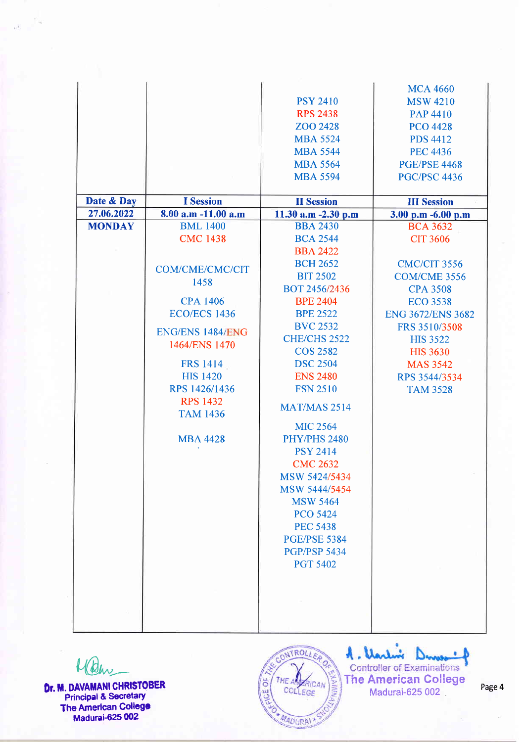| | | | |
|---|---|---|---|
| | | PSY 2410<br>RPS 2438<br>ZOO 2428<br>MBA 5524<br>MBA 5544<br>MBA 5564<br>MBA 5594 | MCA 4660<br>MSW 4210<br>PAP 4410<br>PCO 4428<br>PDS 4412<br>PEC 4436<br>PGE/PSE 4468<br>PGC/PSC 4436 |
| **Date & Day** | **I Session** | **II Session** | **III Session** |
| **27.06.2022** | **8.00 a.m -11.00 a.m** | **11.30 a.m -2.30 p.m** | **3.00 p.m -6.00 p.m** |
| **MONDAY** | BML 1400<br>CMC 1438<br><br>COM/CME/CMC/CIT 1458<br><br>CPA 1406<br>ECO/ECS 1436<br><br>ENG/ENS 1484/ENG 1464/ENS 1470<br><br>FRS 1414<br>HIS 1420<br>RPS 1426/1436<br>RPS 1432<br>TAM 1436<br><br>MBA 4428 | BBA 2430<br>BCA 2544<br>BBA 2422<br>BCH 2652<br>BIT 2502<br>BOT 2456/2436<br>BPE 2404<br>BPE 2522<br>BVC 2532<br>CHE/CHS 2522<br>COS 2582<br>DSC 2504<br>ENS 2480<br>FSN 2510<br>MAT/MAS 2514<br>MIC 2564<br>PHY/PHS 2480<br>PSY 2414<br>CMC 2632<br>MSW 5424/5434<br>MSW 5444/5454<br>MSW 5464<br>PCO 5424<br>PEC 5438<br>PGE/PSE 5384<br>PGP/PSP 5434<br>PGT 5402 | BCA 3632<br>CIT 3606<br><br>CMC/CIT 3556<br>COM/CME 3556<br>CPA 3508<br>ECO 3538<br>ENG 3672/ENS 3682<br>FRS 3510/3508<br>HIS 3522<br>HIS 3630<br>MAS 3542<br>RPS 3544/3534<br>TAM 3528 |

**Dr. M. DAVAMANI CHRISTOBER**
Principal & Secretary
The American College
Madurai-625 002

Controller of Examinations
The American College
Madurai-625 002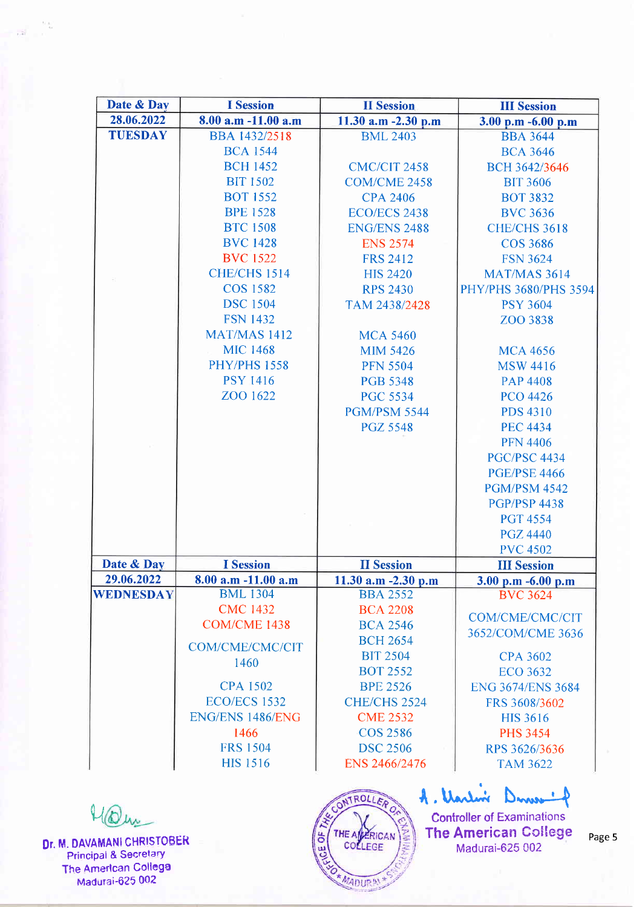| Date & Day | I Session | II Session | III Session |
|---|---|---|---|
| 28.06.2022 | 8.00 a.m -11.00 a.m | 11.30 a.m -2.30 p.m | 3.00 p.m -6.00 p.m |
| TUESDAY | BBA 1432/2518 | BML 2403 | BBA 3644 |
| | BCA 1544 | | BCA 3646 |
| | BCH 1452 | CMC/CIT 2458 | BCH 3642/3646 |
| | BIT 1502 | COM/CME 2458 | BIT 3606 |
| | BOT 1552 | CPA 2406 | BOT 3832 |
| | BPE 1528 | ECO/ECS 2438 | BVC 3636 |
| | BTC 1508 | ENG/ENS 2488 | CHE/CHS 3618 |
| | BVC 1428 | ENS 2574 | COS 3686 |
| | BVC 1522 | FRS 2412 | FSN 3624 |
| | CHE/CHS 1514 | HIS 2420 | MAT/MAS 3614 |
| | COS 1582 | RPS 2430 | PHY/PHS 3680/PHS 3594 |
| | DSC 1504 | TAM 2438/2428 | PSY 3604 |
| | FSN 1432 | | ZOO 3838 |
| | MAT/MAS 1412 | MCA 5460 | |
| | MIC 1468 | MIM 5426 | MCA 4656 |
| | PHY/PHS 1558 | PFN 5504 | MSW 4416 |
| | PSY 1416 | PGB 5348 | PAP 4408 |
| | ZOO 1622 | PGC 5534 | PCO 4426 |
| | | PGM/PSM 5544 | PDS 4310 |
| | | PGZ 5548 | PEC 4434 |
| | | | PFN 4406 |
| | | | PGC/PSC 4434 |
| | | | PGE/PSE 4466 |
| | | | PGM/PSM 4542 |
| | | | PGP/PSP 4438 |
| | | | PGT 4554 |
| | | | PGZ 4440 |
| | | | PVC 4502 |
| **Date & Day** | **I Session** | **II Session** | **III Session** |
| 29.06.2022 | 8.00 a.m -11.00 a.m | 11.30 a.m -2.30 p.m | 3.00 p.m -6.00 p.m |
| WEDNESDAY | BML 1304 | BBA 2552 | BVC 3624 |
| | CMC 1432 | BCA 2208 | COM/CME/CMC/CIT 3652/COM/CME 3636 |
| | COM/CME 1438 | BCA 2546 | |
| | COM/CME/CMC/CIT 1460 | BCH 2654 | |
| | | BIT 2504 | CPA 3602 |
| | | BOT 2552 | ECO 3632 |
| | CPA 1502 | BPE 2526 | ENG 3674/ENS 3684 |
| | ECO/ECS 1532 | CHE/CHS 2524 | FRS 3608/3602 |
| | ENG/ENS 1486/ENG 1466 | CME 2532 | HIS 3616 |
| | | COS 2586 | PHS 3454 |
| | FRS 1504 | DSC 2506 | RPS 3626/3636 |
| | HIS 1516 | ENS 2466/2476 | TAM 3622 |

Dr. M. DAVAMANI CHRISTOBER
Principal & Secretary
The American College
Madurai-625 002

Controller of Examinations
The American College
Madurai-625 002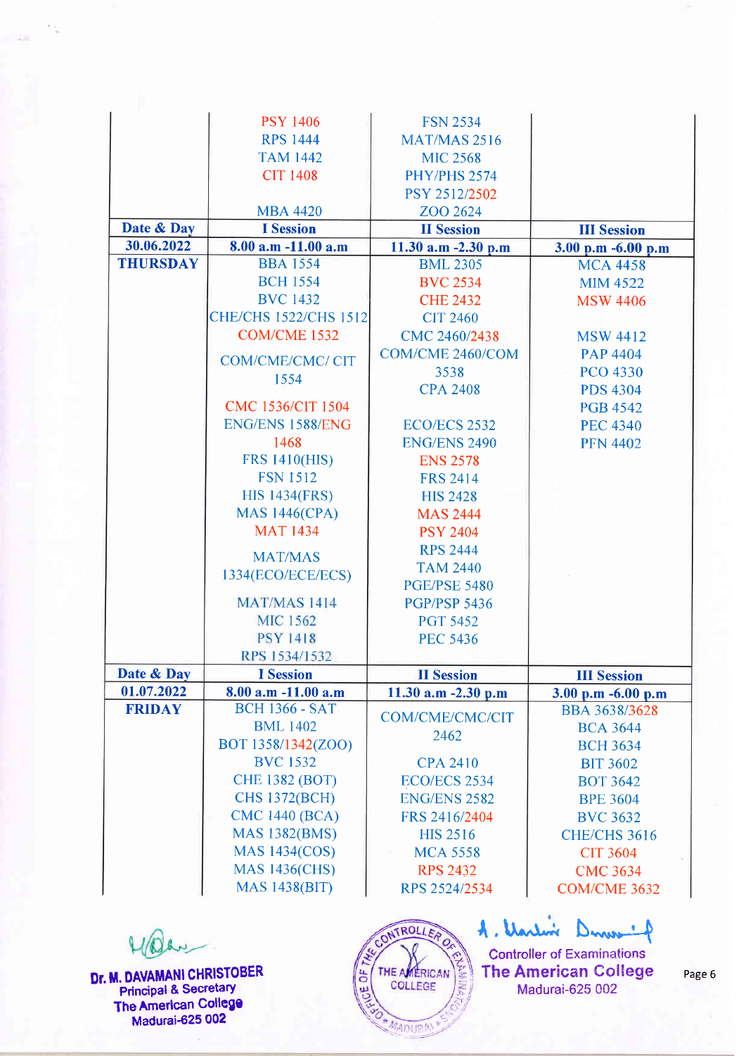| Date & Day | I Session | II Session | III Session |
|---|---|---|---|
| | PSY 1406<br>RPS 1444<br>TAM 1442<br>CIT 1408<br><br>MBA 4420 | FSN 2534<br>MAT/MAS 2516<br>MIC 2568<br>PHY/PHS 2574<br>PSY 2512/2502<br>ZOO 2624 | |
| **Date & Day** | **I Session** | **II Session** | **III Session** |
| **30.06.2022** | **8.00 a.m -11.00 a.m** | **11.30 a.m -2.30 p.m** | **3.00 p.m -6.00 p.m** |
| **THURSDAY** | BBA 1554<br>BCH 1554<br>BVC 1432<br>CHE/CHS 1522/CHS 1512<br>COM/CME 1532<br>COM/CME/CMC/ CIT 1554<br>CMC 1536/CIT 1504<br>ENG/ENS 1588/ENG 1468<br>FRS 1410(HIS)<br>FSN 1512<br>HIS 1434(FRS)<br>MAS 1446(CPA)<br>MAT 1434<br>MAT/MAS 1334(ECO/ECE/ECS)<br>MAT/MAS 1414<br>MIC 1562<br>PSY 1418<br>RPS 1534/1532 | BML 2305<br>BVC 2534<br>CHE 2432<br>CIT 2460<br>CMC 2460/2438<br>COM/CME 2460/COM 3538<br>CPA 2408<br><br>ECO/ECS 2532<br>ENG/ENS 2490<br>ENS 2578<br>FRS 2414<br>HIS 2428<br>MAS 2444<br>PSY 2404<br>RPS 2444<br>TAM 2440<br>PGE/PSE 5480<br>PGP/PSP 5436<br>PGT 5452<br>PEC 5436 | MCA 4458<br>MIM 4522<br>MSW 4406<br><br>MSW 4412<br>PAP 4404<br>PCO 4330<br>PDS 4304<br>PGB 4542<br>PEC 4340<br>PFN 4402 |
| **Date & Day** | **I Session** | **II Session** | **III Session** |
| **01.07.2022** | **8.00 a.m -11.00 a.m** | **11.30 a.m -2.30 p.m** | **3.00 p.m -6.00 p.m** |
| **FRIDAY** | BCH 1366 - SAT<br>BML 1402<br>BOT 1358/1342(ZOO)<br>BVC 1532<br>CHE 1382 (BOT)<br>CHS 1372(BCH)<br>CMC 1440 (BCA)<br>MAS 1382(BMS)<br>MAS 1434(COS)<br>MAS 1436(CHS)<br>MAS 1438(BIT) | COM/CME/CMC/CIT 2462<br><br>CPA 2410<br>ECO/ECS 2534<br>ENG/ENS 2582<br>FRS 2416/2404<br>HIS 2516<br>MCA 5558<br>RPS 2432<br>RPS 2524/2534 | BBA 3638/3628<br>BCA 3644<br>BCH 3634<br>BIT 3602<br>BOT 3642<br>BPE 3604<br>BVC 3632<br>CHE/CHS 3616<br>CIT 3604<br>CMC 3634<br>COM/CME 3632 |

**Dr. M. DAVAMANI CHRISTOBER**
Principal & Secretary
The American College
Madurai-625 002

Controller of Examinations
The American College
Madurai-625 002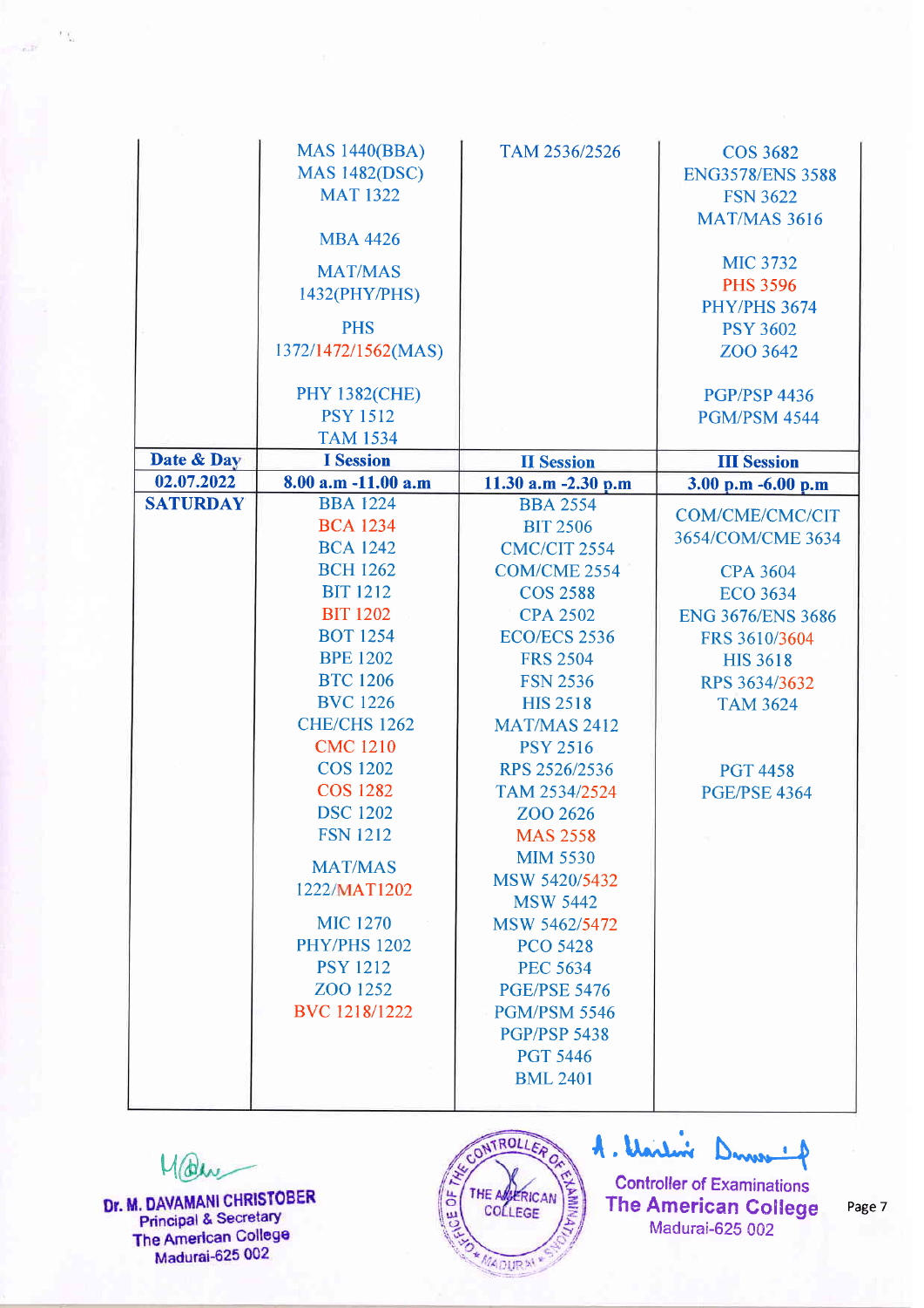| Date & Day | I Session | II Session | III Session |
|---|---|---|---|
| | MAS 1440(BBA)<br>MAS 1482(DSC)<br>MAT 1322<br>MBA 4426<br>MAT/MAS 1432(PHY/PHS)<br>PHS 1372/1472/1562(MAS)<br>PHY 1382(CHE)<br>PSY 1512<br>TAM 1534 | TAM 2536/2526 | COS 3682<br>ENG3578/ENS 3588<br>FSN 3622<br>MAT/MAS 3616<br>MIC 3732<br>PHS 3596<br>PHY/PHS 3674<br>PSY 3602<br>ZOO 3642<br>PGP/PSP 4436<br>PGM/PSM 4544 |
| **Date & Day** | **I Session** | **II Session** | **III Session** |
| **02.07.2022** | **8.00 a.m -11.00 a.m** | **11.30 a.m -2.30 p.m** | **3.00 p.m -6.00 p.m** |
| **SATURDAY** | BBA 1224<br>BCA 1234<br>BCA 1242<br>BCH 1262<br>BIT 1212<br>BIT 1202<br>BOT 1254<br>BPE 1202<br>BTC 1206<br>BVC 1226<br>CHE/CHS 1262<br>CMC 1210<br>COS 1202<br>COS 1282<br>DSC 1202<br>FSN 1212<br>MAT/MAS 1222/MAT1202<br>MIC 1270<br>PHY/PHS 1202<br>PSY 1212<br>ZOO 1252<br>BVC 1218/1222 | BBA 2554<br>BIT 2506<br>CMC/CIT 2554<br>COM/CME 2554<br>COS 2588<br>CPA 2502<br>ECO/ECS 2536<br>FRS 2504<br>FSN 2536<br>HIS 2518<br>MAT/MAS 2412<br>PSY 2516<br>RPS 2526/2536<br>TAM 2534/2524<br>ZOO 2626<br>MAS 2558<br>MIM 5530<br>MSW 5420/5432<br>MSW 5442<br>MSW 5462/5472<br>PCO 5428<br>PEC 5634<br>PGE/PSE 5476<br>PGM/PSM 5546<br>PGP/PSP 5438<br>PGT 5446<br>BML 2401 | COM/CME/CMC/CIT 3654/COM/CME 3634<br>CPA 3604<br>ECO 3634<br>ENG 3676/ENS 3686<br>FRS 3610/3604<br>HIS 3618<br>RPS 3634/3632<br>TAM 3624<br>PGT 4458<br>PGE/PSE 4364 |

Dr. M. DAVAMANI CHRISTOBER
Principal & Secretary
The American College
Madurai-625 002

OFFICE OF THE CONTROLLER OF EXAMINATIONS, THE AMERICAN COLLEGE, MADURAI

Controller of Examinations
The American College
Madurai-625 002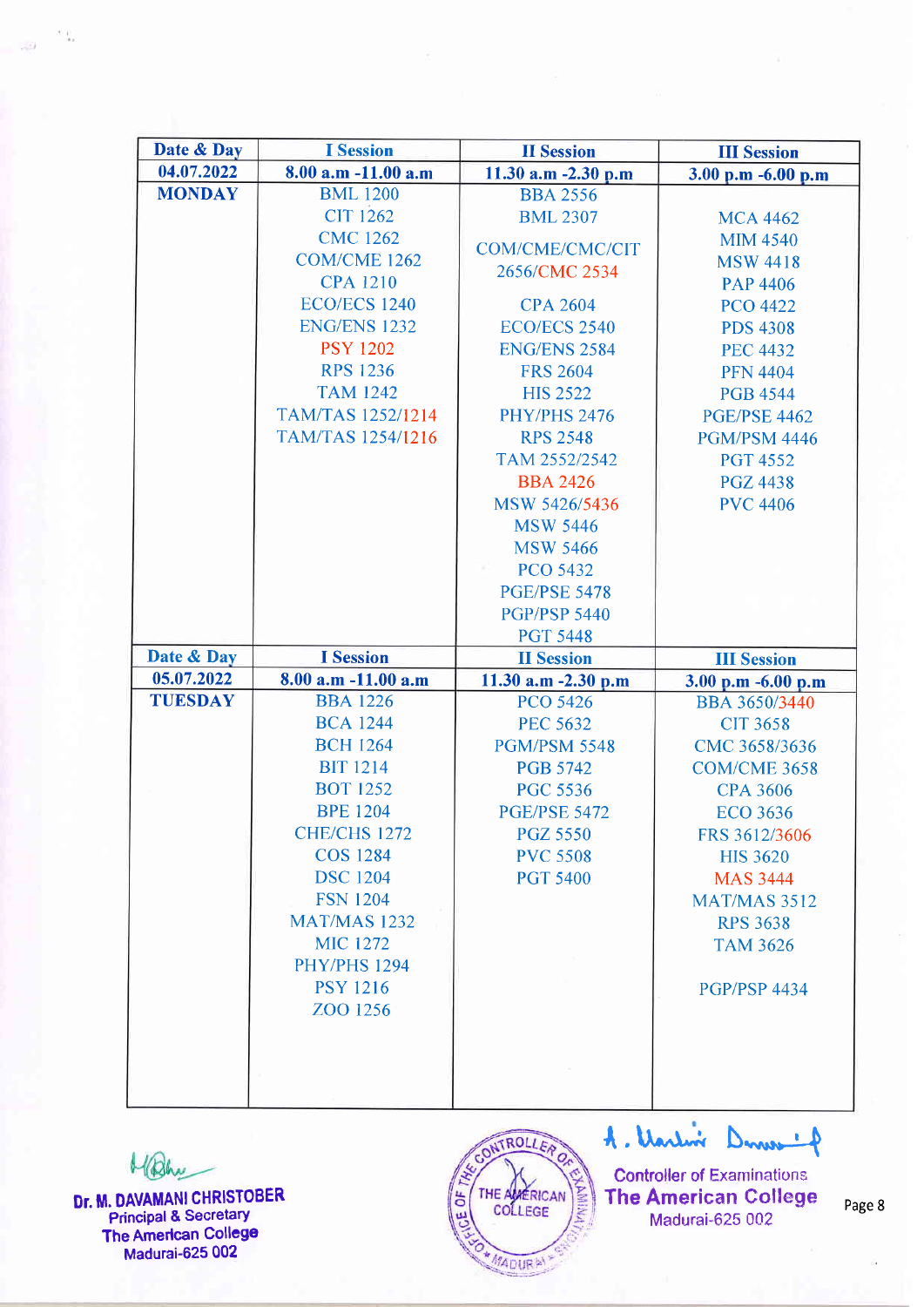| Date & Day | I Session | II Session | III Session |
|---|---|---|---|
| 04.07.2022 | 8.00 a.m -11.00 a.m | 11.30 a.m -2.30 p.m | 3.00 p.m -6.00 p.m |
| MONDAY | BML 1200<br>CIT 1262<br>CMC 1262<br>COM/CME 1262<br>CPA 1210<br>ECO/ECS 1240<br>ENG/ENS 1232<br>PSY 1202<br>RPS 1236<br>TAM 1242<br>TAM/TAS 1252/1214<br>TAM/TAS 1254/1216 | BBA 2556<br>BML 2307<br>COM/CME/CMC/CIT 2656/CMC 2534<br>CPA 2604<br>ECO/ECS 2540<br>ENG/ENS 2584<br>FRS 2604<br>HIS 2522<br>PHY/PHS 2476<br>RPS 2548<br>TAM 2552/2542<br>BBA 2426<br>MSW 5426/5436<br>MSW 5446<br>MSW 5466<br>PCO 5432<br>PGE/PSE 5478<br>PGP/PSP 5440<br>PGT 5448 | MCA 4462<br>MIM 4540<br>MSW 4418<br>PAP 4406<br>PCO 4422<br>PDS 4308<br>PEC 4432<br>PFN 4404<br>PGB 4544<br>PGE/PSE 4462<br>PGM/PSM 4446<br>PGT 4552<br>PGZ 4438<br>PVC 4406 |
| **Date & Day** | **I Session** | **II Session** | **III Session** |
| 05.07.2022 | 8.00 a.m -11.00 a.m | 11.30 a.m -2.30 p.m | 3.00 p.m -6.00 p.m |
| TUESDAY | BBA 1226<br>BCA 1244<br>BCH 1264<br>BIT 1214<br>BOT 1252<br>BPE 1204<br>CHE/CHS 1272<br>COS 1284<br>DSC 1204<br>FSN 1204<br>MAT/MAS 1232<br>MIC 1272<br>PHY/PHS 1294<br>PSY 1216<br>ZOO 1256 | PCO 5426<br>PEC 5632<br>PGM/PSM 5548<br>PGB 5742<br>PGC 5536<br>PGE/PSE 5472<br>PGZ 5550<br>PVC 5508<br>PGT 5400 | BBA 3650/3440<br>CIT 3658<br>CMC 3658/3636<br>COM/CME 3658<br>CPA 3606<br>ECO 3636<br>FRS 3612/3606<br>HIS 3620<br>MAS 3444<br>MAT/MAS 3512<br>RPS 3638<br>TAM 3626<br>PGP/PSP 4434 |

**Dr. M. DAVAMANI CHRISTOBER**
Principal & Secretary
The American College
Madurai-625 002

Controller of Examinations
The American College
Madurai-625 002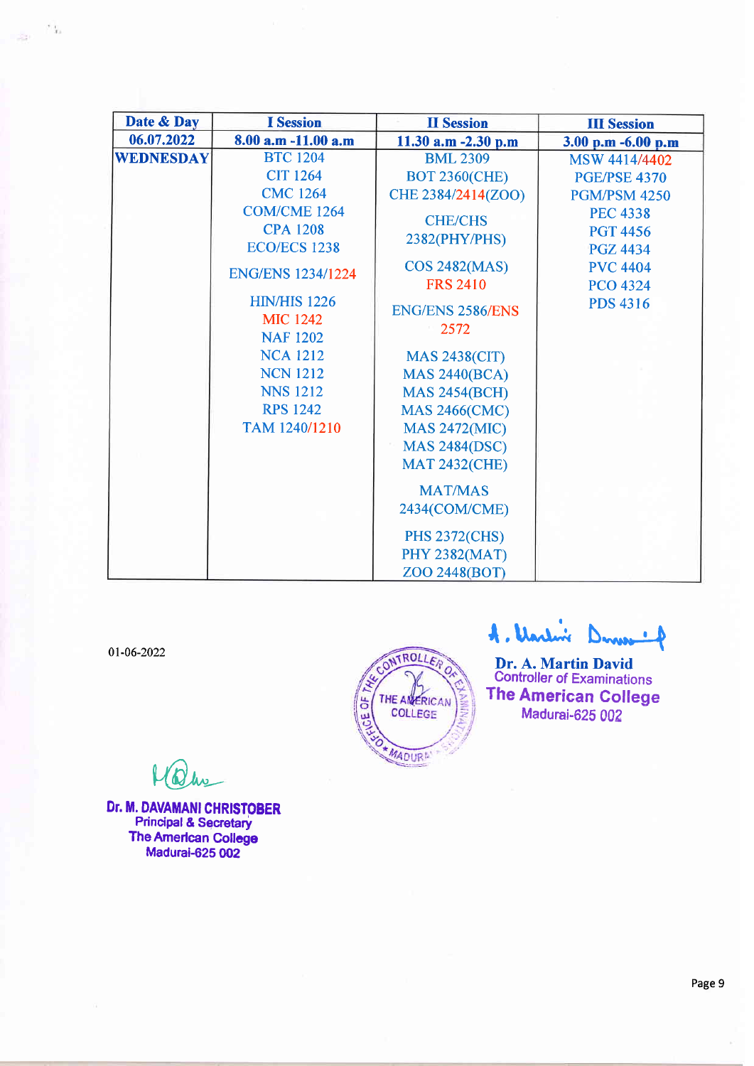| Date & Day | I Session | II Session | III Session |
| --- | --- | --- | --- |
| 06.07.2022 | 8.00 a.m -11.00 a.m | 11.30 a.m -2.30 p.m | 3.00 p.m -6.00 p.m |
| WEDNESDAY | BTC 1204<br>CIT 1264<br>CMC 1264<br>COM/CME 1264<br>CPA 1208<br>ECO/ECS 1238<br>ENG/ENS 1234/1224<br>HIN/HIS 1226<br>MIC 1242<br>NAF 1202<br>NCA 1212<br>NCN 1212<br>NNS 1212<br>RPS 1242<br>TAM 1240/1210 | BML 2309<br>BOT 2360(CHE)<br>CHE 2384/2414(ZOO)<br>CHE/CHS 2382(PHY/PHS)<br>COS 2482(MAS)<br>FRS 2410<br>ENG/ENS 2586/ENS 2572<br>MAS 2438(CIT)<br>MAS 2440(BCA)<br>MAS 2454(BCH)<br>MAS 2466(CMC)<br>MAS 2472(MIC)<br>MAS 2484(DSC)<br>MAT 2432(CHE)<br>MAT/MAS 2434(COM/CME)<br>PHS 2372(CHS)<br>PHY 2382(MAT)<br>ZOO 2448(BOT) | MSW 4414/4402<br>PGE/PSE 4370<br>PGM/PSM 4250<br>PEC 4338<br>PGT 4456<br>PGZ 4434<br>PVC 4404<br>PCO 4324<br>PDS 4316 |

01-06-2022

**Dr. A. Martin David**
Controller of Examinations
The American College
Madurai-625 002

**Dr. M. DAVAMANI CHRISTOBER**
Principal & Secretary
The American College
Madurai-625 002